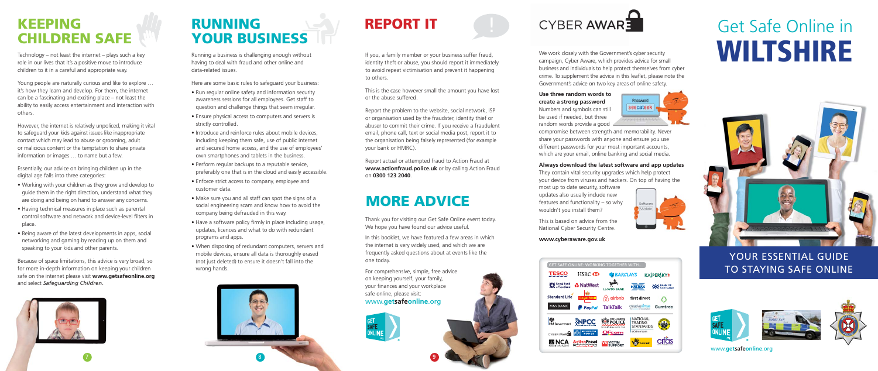# KEEPING CHILDREN SAFE

Technology – not least the internet – plays such a key role in our lives that it's a positive move to introduce children to it in a careful and appropriate way.

Young people are naturally curious and like to explore … it's how they learn and develop. For them, the internet can be a fascinating and exciting place – not least the ability to easily access entertainment and interaction with others.

However, the internet is relatively unpoliced, making it vital to safeguard your kids against issues like inappropriate contact which may lead to abuse or grooming, adult or malicious content or the temptation to share private information or images … to name but a few.

Essentially, our advice on bringing children up in the digital age falls into three categories:

- Working with your children as they grow and develop to guide them in the right direction, understand what they are doing and being on hand to answer any concerns.
- Having technical measures in place such as parental control software and network and device-level filters in place.
- Being aware of the latest developments in apps, social networking and gaming by reading up on them and speaking to your kids and other parents.

Because of space limitations, this advice is very broad, so for more in-depth information on keeping your children safe on the internet please visit **www.getsafeonline.org** and select *Safeguarding Children*.

# RUNNING YOUR BUSINESS

Running a business is challenging enough without having to deal with fraud and other online and data-related issues.

Here are some basic rules to safeguard your business:

- Run regular online safety and information security awareness sessions for all employees. Get staff to question and challenge things that seem irregular.
- Ensure physical access to computers and servers is strictly controlled.
- Introduce and reinforce rules about mobile devices, including keeping them safe, use of public internet and secured home access, and the use of employees' own smartphones and tablets in the business.
- Perform regular backups to a reputable service, preferably one that is in the cloud and easily accessible.
- Enforce strict access to company, employee and customer data.
- Make sure you and all staff can spot the signs of a social engineering scam and know how to avoid the company being defrauded in this way.
- Have a software policy firmly in place including usage, updates, licences and what to do with redundant programs and apps.
- When disposing of redundant computers, servers and mobile devices, ensure all data is thoroughly erased (not just deleted) to ensure it doesn't fall into the wrong hands.

# REPORT IT

If you, a family member or your business suffer fraud, identity theft or abuse, you should report it immediately to avoid repeat victimisation and prevent it happening to others.

This is the case however small the amount you have lost or the abuse suffered.

Report the problem to the website, social network, ISP or organisation used by the fraudster, identity thief or abuser to commit their crime. If you receive a fraudulent email, phone call, text or social media post, report it to the organisation being falsely represented (for example your bank or HMRC).

Report actual or attempted fraud to Action Fraud at **www.actionfraud.police.uk** or by calling Action Fraud on **0300 123 2040**.

# MORE ADVICE

Thank you for visiting our Get Safe Online event today. We hope you have found our advice useful.

In this booklet, we have featured a few areas in which the internet is very widely used, and which we are frequently asked questions about at events like the one today.

For comprehensive, simple, free advice on keeping yourself, your family, your finances and your workplace safe online, please visit:
**www.getsafeonline.org**

# CYBER AWARE

We work closely with the Government's cyber security campaign, Cyber Aware, which provides advice for small business and individuals to help protect themselves from cyber crime. To supplement the advice in this leaflet, please note the Government's advice on two key areas of online safety.

**Use three random words to create a strong password**
Numbers and symbols can still be used if needed, but three random words provide a good compromise between strength and memorability. Never share your passwords with anyone and ensure you use different passwords for your most important accounts, which are your email, online banking and social media.

**Always download the latest software and app updates**
They contain vital security upgrades which help protect your device from viruses and hackers. On top of having the most up to date security, software updates also usually include new features and functionality – so why wouldn't you install them?

This is based on advice from the National Cyber Security Centre.

**www.cyberaware.gov.uk**

GET SAFE ONLINE: WORKING TOGETHER WITH...

# Get Safe Online in WILTSHIRE

## YOUR ESSENTIAL GUIDE TO STAYING SAFE ONLINE

www.getsafeonline.org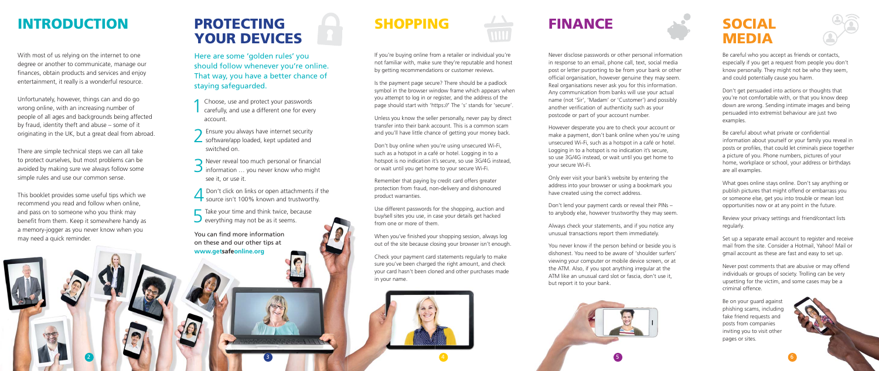# INTRODUCTION

With most of us relying on the internet to one degree or another to communicate, manage our finances, obtain products and services and enjoy entertainment, it really is a wonderful resource.

Unfortunately, however, things can and do go wrong online, with an increasing number of people of all ages and backgrounds being affected by fraud, identity theft and abuse – some of it originating in the UK, but a great deal from abroad.

There are simple technical steps we can all take to protect ourselves, but most problems can be avoided by making sure we always follow some simple rules and use our common sense.

This booklet provides some useful tips which we recommend you read and follow when online, and pass on to someone who you think may benefit from them. Keep it somewhere handy as a memory-jogger as you never know when you may need a quick reminder.

# PROTECTING YOUR DEVICES

Here are some 'golden rules' you should follow whenever you're online. That way, you have a better chance of staying safeguarded.

1. Choose, use and protect your passwords carefully, and use a different one for every account.
2. Ensure you always have internet security software/app loaded, kept updated and switched on.
3. Never reveal too much personal or financial information … you never know who might see it, or use it.
4. Don't click on links or open attachments if the source isn't 100% known and trustworthy.
5. Take your time and think twice, because everything may not be as it seems.

You can find more information on these and our other tips at **www.getsafeonline.org**

# SHOPPING

If you're buying online from a retailer or individual you're not familiar with, make sure they're reputable and honest by getting recommendations or customer reviews.

Is the payment page secure? There should be a padlock symbol in the browser window frame which appears when you attempt to log in or register, and the address of the page should start with 'https://' The 's' stands for 'secure'.

Unless you know the seller personally, never pay by direct transfer into their bank account. This is a common scam and you'll have little chance of getting your money back.

Don't buy online when you're using unsecured Wi-Fi, such as a hotspot in a café or hotel. Logging in to a hotspot is no indication it's secure, so use 3G/4G instead, or wait until you get home to your secure Wi-Fi.

Remember that paying by credit card offers greater protection from fraud, non-delivery and dishonoured product warranties.

Use different passwords for the shopping, auction and buy/sell sites you use, in case your details get hacked from one or more of them.

When you've finished your shopping session, always log out of the site because closing your browser isn't enough.

Check your payment card statements regularly to make sure you've been charged the right amount, and check your card hasn't been cloned and other purchases made in your name.

# FINANCE

Never disclose passwords or other personal information in response to an email, phone call, text, social media post or letter purporting to be from your bank or other official organisation, however genuine they may seem. Real organisations never ask you for this information. Any communication from banks will use your actual name (not 'Sir', 'Madam' or 'Customer') and possibly another verification of authenticity such as your postcode or part of your account number.

However desperate you are to check your account or make a payment, don't bank online when you're using unsecured Wi-Fi, such as a hotspot in a café or hotel. Logging in to a hotspot is no indication it's secure, so use 3G/4G instead, or wait until you get home to your secure Wi-Fi.

Only ever visit your bank's website by entering the address into your browser or using a bookmark you have created using the correct address.

Don't lend your payment cards or reveal their PINs – to anybody else, however trustworthy they may seem.

Always check your statements, and if you notice any unusual transactions report them immediately.

You never know if the person behind or beside you is dishonest. You need to be aware of 'shoulder surfers' viewing your computer or mobile device screen, or at the ATM. Also, if you spot anything irregular at the ATM like an unusual card slot or fascia, don't use it, but report it to your bank.

# SOCIAL MEDIA

Be careful who you accept as friends or contacts, especially if you get a request from people you don't know personally. They might not be who they seem, and could potentially cause you harm.

Don't get persuaded into actions or thoughts that you're not comfortable with, or that you know deep down are wrong. Sending intimate images and being persuaded into extremist behaviour are just two examples.

Be careful about what private or confidential information about yourself or your family you reveal in posts or profiles, that could let criminals piece together a picture of you. Phone numbers, pictures of your home, workplace or school, your address or birthdays are all examples.

What goes online stays online. Don't say anything or publish pictures that might offend or embarrass you or someone else, get you into trouble or mean lost opportunities now or at any point in the future.

Review your privacy settings and friend/contact lists regularly.

Set up a separate email account to register and receive mail from the site. Consider a Hotmail, Yahoo! Mail or gmail account as these are fast and easy to set up.

Never post comments that are abusive or may offend individuals or groups of society. Trolling can be very upsetting for the victim, and some cases may be a criminal offence.

Be on your guard against phishing scams, including fake friend requests and posts from companies inviting you to visit other pages or sites.